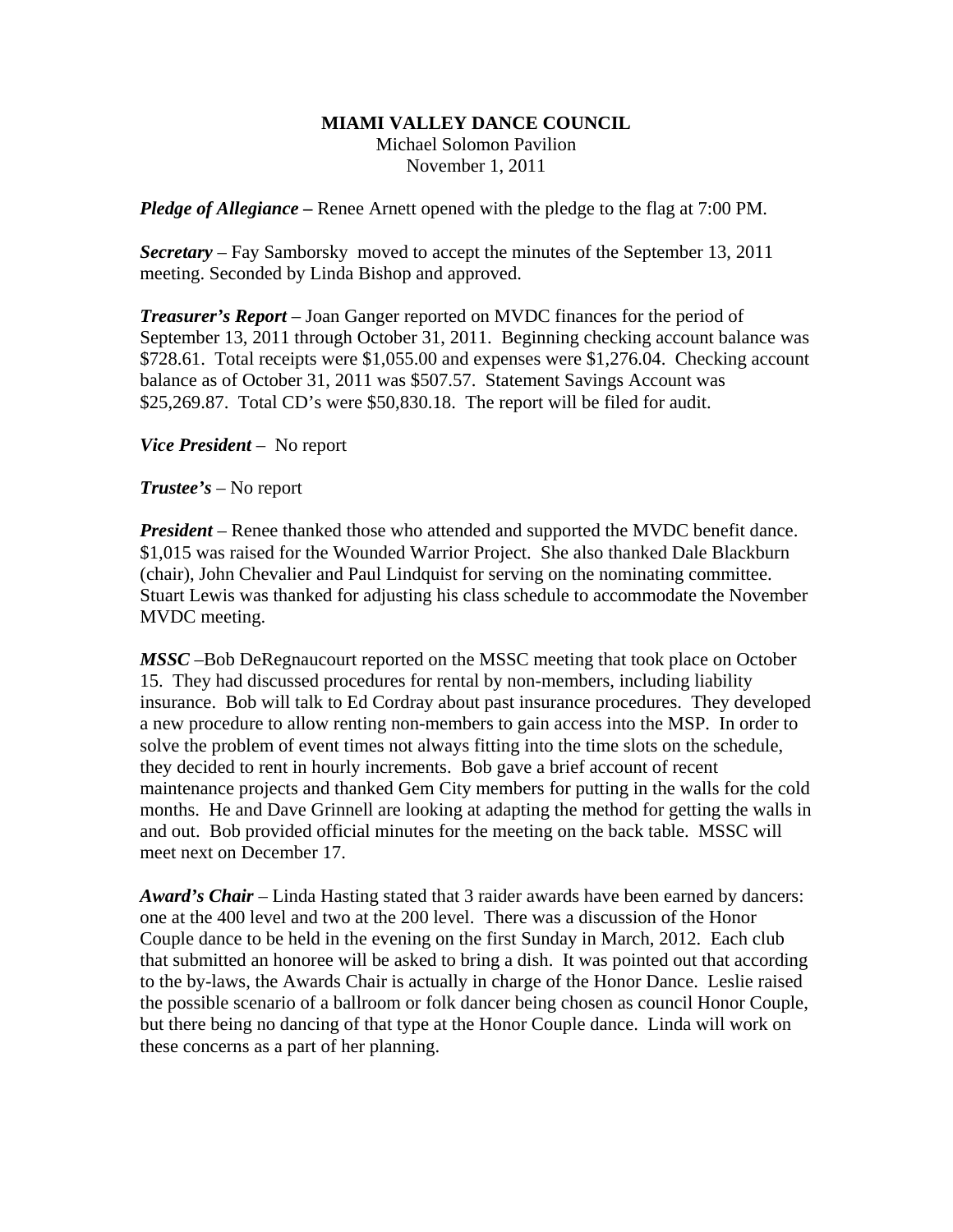# MIAMI VALLEY DANCE COUNCIL

Michael Solomon Pavilion
November 1, 2011

***Pledge of Allegiance –*** Renee Arnett opened with the pledge to the flag at 7:00 PM.

***Secretary*** – Fay Samborsky moved to accept the minutes of the September 13, 2011 meeting. Seconded by Linda Bishop and approved.

***Treasurer's Report*** – Joan Ganger reported on MVDC finances for the period of September 13, 2011 through October 31, 2011. Beginning checking account balance was $728.61. Total receipts were $1,055.00 and expenses were $1,276.04. Checking account balance as of October 31, 2011 was $507.57. Statement Savings Account was $25,269.87. Total CD's were $50,830.18. The report will be filed for audit.

***Vice President*** – No report

***Trustee's*** – No report

***President*** – Renee thanked those who attended and supported the MVDC benefit dance. $1,015 was raised for the Wounded Warrior Project. She also thanked Dale Blackburn (chair), John Chevalier and Paul Lindquist for serving on the nominating committee. Stuart Lewis was thanked for adjusting his class schedule to accommodate the November MVDC meeting.

***MSSC*** –Bob DeRegnaucourt reported on the MSSC meeting that took place on October 15. They had discussed procedures for rental by non-members, including liability insurance. Bob will talk to Ed Cordray about past insurance procedures. They developed a new procedure to allow renting non-members to gain access into the MSP. In order to solve the problem of event times not always fitting into the time slots on the schedule, they decided to rent in hourly increments. Bob gave a brief account of recent maintenance projects and thanked Gem City members for putting in the walls for the cold months. He and Dave Grinnell are looking at adapting the method for getting the walls in and out. Bob provided official minutes for the meeting on the back table. MSSC will meet next on December 17.

***Award's Chair*** – Linda Hasting stated that 3 raider awards have been earned by dancers: one at the 400 level and two at the 200 level. There was a discussion of the Honor Couple dance to be held in the evening on the first Sunday in March, 2012. Each club that submitted an honoree will be asked to bring a dish. It was pointed out that according to the by-laws, the Awards Chair is actually in charge of the Honor Dance. Leslie raised the possible scenario of a ballroom or folk dancer being chosen as council Honor Couple, but there being no dancing of that type at the Honor Couple dance. Linda will work on these concerns as a part of her planning.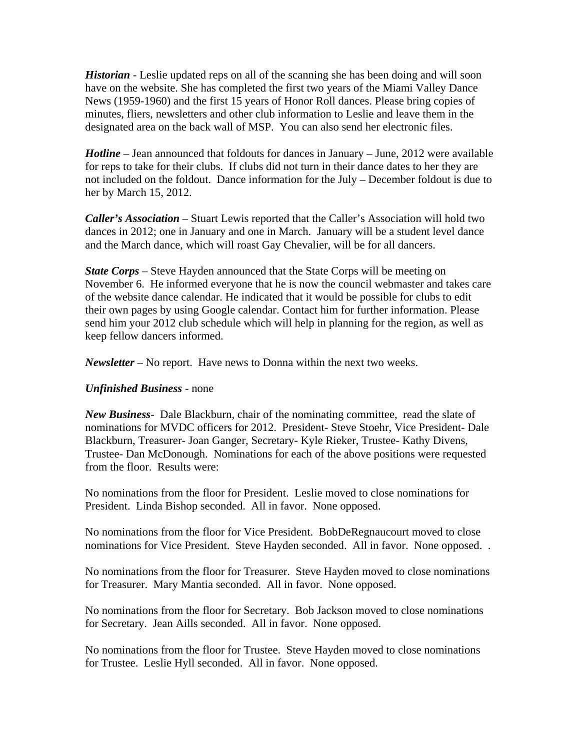***Historian*** - Leslie updated reps on all of the scanning she has been doing and will soon have on the website. She has completed the first two years of the Miami Valley Dance News (1959-1960) and the first 15 years of Honor Roll dances. Please bring copies of minutes, fliers, newsletters and other club information to Leslie and leave them in the designated area on the back wall of MSP. You can also send her electronic files.

***Hotline*** – Jean announced that foldouts for dances in January – June, 2012 were available for reps to take for their clubs. If clubs did not turn in their dance dates to her they are not included on the foldout. Dance information for the July – December foldout is due to her by March 15, 2012.

***Caller's Association*** – Stuart Lewis reported that the Caller's Association will hold two dances in 2012; one in January and one in March. January will be a student level dance and the March dance, which will roast Gay Chevalier, will be for all dancers.

***State Corps*** – Steve Hayden announced that the State Corps will be meeting on November 6. He informed everyone that he is now the council webmaster and takes care of the website dance calendar. He indicated that it would be possible for clubs to edit their own pages by using Google calendar. Contact him for further information. Please send him your 2012 club schedule which will help in planning for the region, as well as keep fellow dancers informed.

***Newsletter*** – No report. Have news to Donna within the next two weeks.

***Unfinished Business*** - none

***New Business***- Dale Blackburn, chair of the nominating committee, read the slate of nominations for MVDC officers for 2012. President- Steve Stoehr, Vice President- Dale Blackburn, Treasurer- Joan Ganger, Secretary- Kyle Rieker, Trustee- Kathy Divens, Trustee- Dan McDonough. Nominations for each of the above positions were requested from the floor. Results were:

No nominations from the floor for President. Leslie moved to close nominations for President. Linda Bishop seconded. All in favor. None opposed.

No nominations from the floor for Vice President. BobDeRegnaucourt moved to close nominations for Vice President. Steve Hayden seconded. All in favor. None opposed. .

No nominations from the floor for Treasurer. Steve Hayden moved to close nominations for Treasurer. Mary Mantia seconded. All in favor. None opposed.

No nominations from the floor for Secretary. Bob Jackson moved to close nominations for Secretary. Jean Aills seconded. All in favor. None opposed.

No nominations from the floor for Trustee. Steve Hayden moved to close nominations for Trustee. Leslie Hyll seconded. All in favor. None opposed.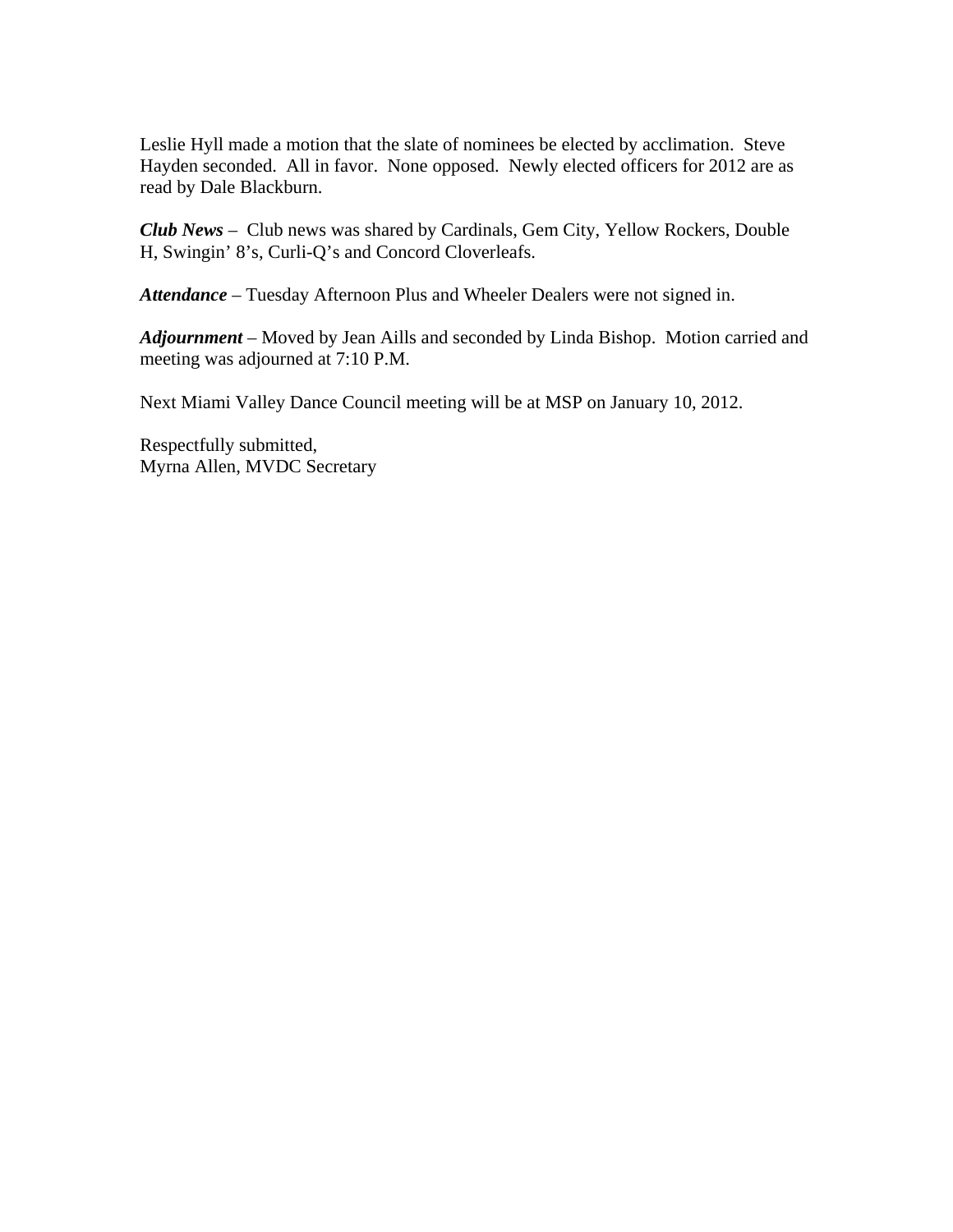Leslie Hyll made a motion that the slate of nominees be elected by acclimation. Steve Hayden seconded. All in favor. None opposed. Newly elected officers for 2012 are as read by Dale Blackburn.

***Club News*** – Club news was shared by Cardinals, Gem City, Yellow Rockers, Double H, Swingin' 8's, Curli-Q's and Concord Cloverleafs.

***Attendance*** – Tuesday Afternoon Plus and Wheeler Dealers were not signed in.

***Adjournment*** – Moved by Jean Aills and seconded by Linda Bishop. Motion carried and meeting was adjourned at 7:10 P.M.

Next Miami Valley Dance Council meeting will be at MSP on January 10, 2012.

Respectfully submitted,
Myrna Allen, MVDC Secretary